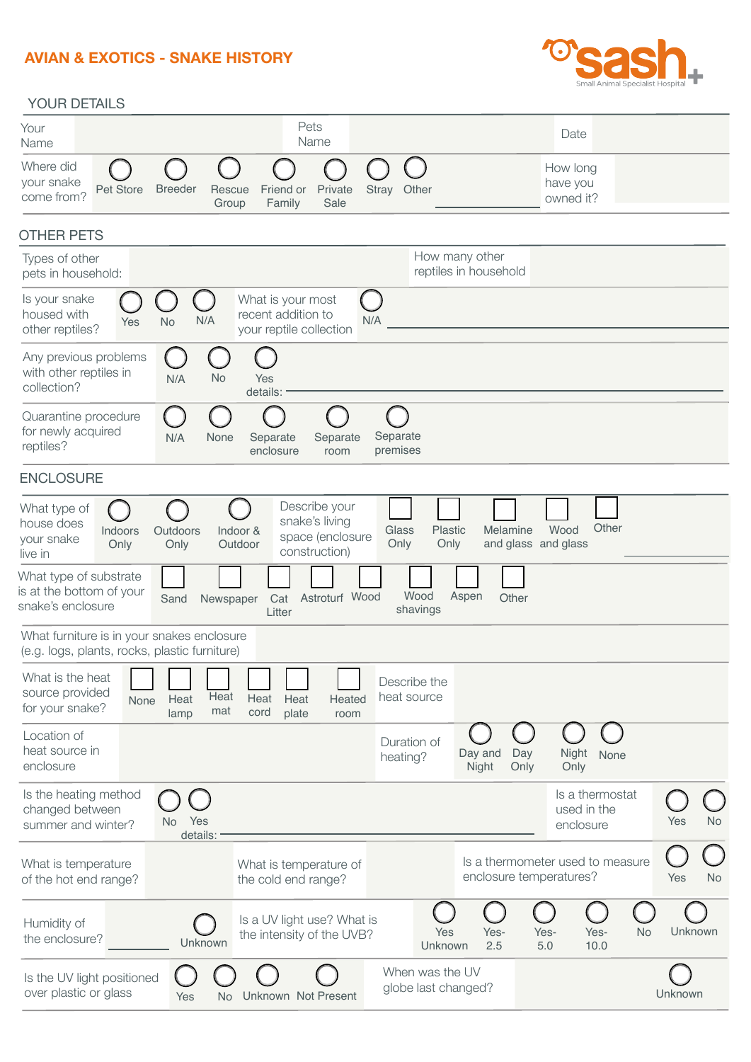# AVIAN & EXOTICS - SNAKE HISTORY

sash Small Animal Specialist Hospital

## YOUR DETAILS

| Your Name | | Pets Name | | Date | |
|---|---|---|---|---|---|

Where did your snake come from? ◯ Pet Store ◯ Breeder ◯ Rescue Group ◯ Friend or Family ◯ Private Sale ◯ Stray ◯ Other ______

How long have you owned it?

## OTHER PETS

Types of other pets in household:

How many other reptiles in household

Is your snake housed with other reptiles? ◯ Yes ◯ No ◯ N/A

What is your most recent addition to your reptile collection ◯ N/A ______

Any previous problems with other reptiles in collection? ◯ N/A ◯ No ◯ Yes details: ______

Quarantine procedure for newly acquired reptiles? ◯ N/A ◯ None ◯ Separate enclosure ◯ Separate room ◯ Separate premises

## ENCLOSURE

What type of house does your snake live in ◯ Indoors Only ◯ Outdoors Only ◯ Indoor & Outdoor

Describe your snake's living space (enclosure construction) ☐ Glass Only ☐ Plastic Only ☐ Melamine and glass ☐ Wood and glass ☐ Other ______

What type of substrate is at the bottom of your snake's enclosure ☐ Sand ☐ Newspaper ☐ Cat Litter ☐ Astroturf ☐ Wood ☐ Wood shavings ☐ Aspen ☐ Other

What furniture is in your snakes enclosure (e.g. logs, plants, rocks, plastic furniture)

What is the heat source provided for your snake? ☐ None ☐ Heat lamp ☐ Heat mat ☐ Heat cord ☐ Heat plate ☐ Heated room

Describe the heat source

Location of heat source in enclosure

Duration of heating? ◯ Day and Night ◯ Day Only ◯ Night Only ◯ None

Is the heating method changed between summer and winter? ◯ No ◯ Yes details: ______

Is a thermostat used in the enclosure ◯ Yes ◯ No

What is temperature of the hot end range?

What is temperature of the cold end range?

Is a thermometer used to measure enclosure temperatures? ◯ Yes ◯ No

Humidity of the enclosure? ______ ◯ Unknown

Is a UV light use? What is the intensity of the UVB? ◯ Yes Unknown ◯ Yes- 2.5 ◯ Yes- 5.0 ◯ Yes- 10.0 ◯ No ◯ Unknown

Is the UV light positioned over plastic or glass ◯ Yes ◯ No ◯ Unknown ◯ Not Present

When was the UV globe last changed? ◯ Unknown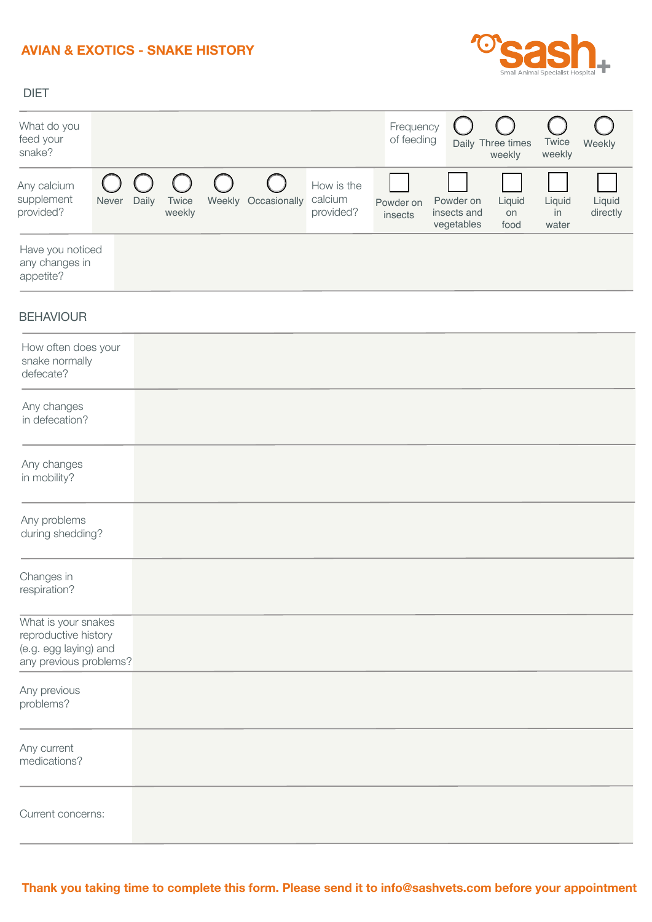# AVIAN & EXOTICS - SNAKE HISTORY

sash Small Animal Specialist Hospital

## DIET

| | | | |
|---|---|---|---|
| What do you feed your snake? | | Frequency of feeding | ◯ Daily ◯ Three times weekly ◯ Twice weekly ◯ Weekly |
| Any calcium supplement provided? | ◯ Never ◯ Daily ◯ Twice weekly ◯ Weekly ◯ Occasionally | How is the calcium provided? | ☐ Powder on insects ☐ Powder on insects and vegetables ☐ Liquid on food ☐ Liquid in water ☐ Liquid directly |
| Have you noticed any changes in appetite? | | | |

## BEHAVIOUR

| | |
|---|---|
| How often does your snake normally defecate? | |
| Any changes in defecation? | |
| Any changes in mobility? | |
| Any problems during shedding? | |
| Changes in respiration? | |
| What is your snakes reproductive history (e.g. egg laying) and any previous problems? | |
| Any previous problems? | |
| Any current medications? | |
| Current concerns: | |

**Thank you taking time to complete this form. Please send it to info@sashvets.com before your appointment**